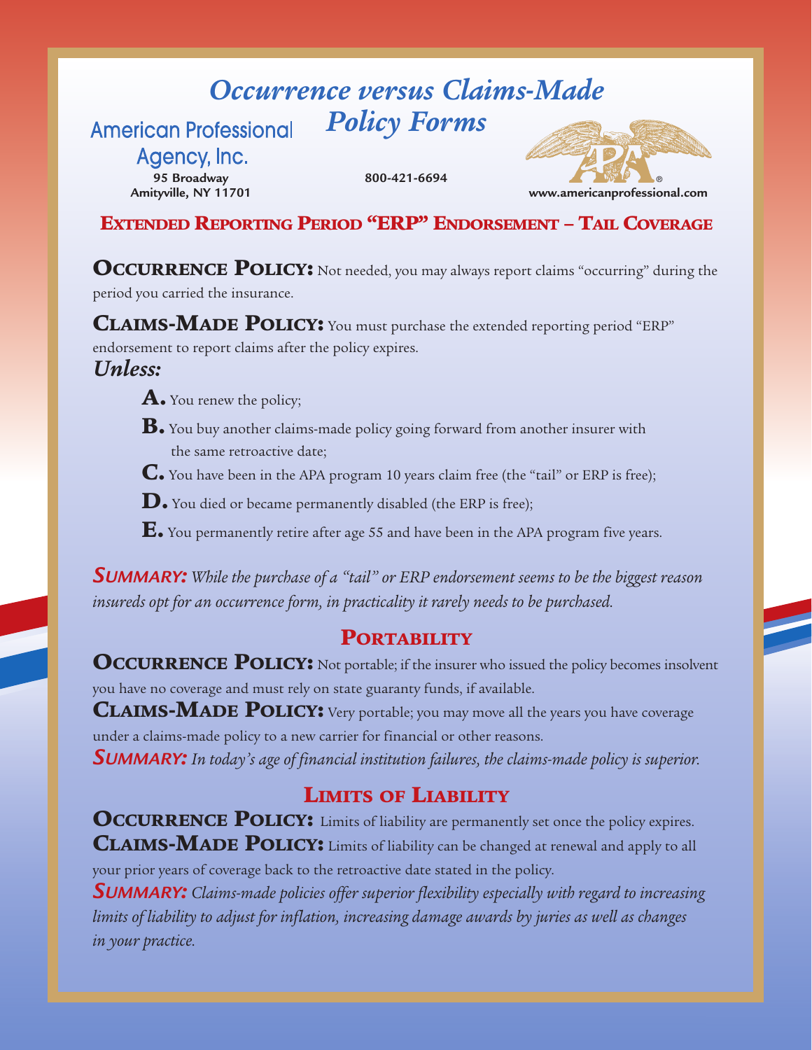# *Occurrence versus Claims-Made Policy Forms*

American Professional Agency, Inc.
**95 Broadway**
**Amityville, NY 11701**

**800-421-6694**

**www.americanprofessional.com**

## EXTENDED REPORTING PERIOD "ERP" ENDORSEMENT – TAIL COVERAGE

**OCCURRENCE POLICY:** Not needed, you may always report claims "occurring" during the period you carried the insurance.

**CLAIMS-MADE POLICY:** You must purchase the extended reporting period "ERP" endorsement to report claims after the policy expires.

***Unless:***

- **A.** You renew the policy;
- **B.** You buy another claims-made policy going forward from another insurer with the same retroactive date;
- **C.** You have been in the APA program 10 years claim free (the "tail" or ERP is free);
- **D.** You died or became permanently disabled (the ERP is free);
- **E.** You permanently retire after age 55 and have been in the APA program five years.

***SUMMARY:*** *While the purchase of a "tail" or ERP endorsement seems to be the biggest reason insureds opt for an occurrence form, in practicality it rarely needs to be purchased.*

## PORTABILITY

**OCCURRENCE POLICY:** Not portable; if the insurer who issued the policy becomes insolvent you have no coverage and must rely on state guaranty funds, if available.

**CLAIMS-MADE POLICY:** Very portable; you may move all the years you have coverage under a claims-made policy to a new carrier for financial or other reasons.

***SUMMARY:*** *In today's age of financial institution failures, the claims-made policy is superior.*

## LIMITS OF LIABILITY

**OCCURRENCE POLICY:** Limits of liability are permanently set once the policy expires.

**CLAIMS-MADE POLICY:** Limits of liability can be changed at renewal and apply to all your prior years of coverage back to the retroactive date stated in the policy.

***SUMMARY:*** *Claims-made policies offer superior flexibility especially with regard to increasing limits of liability to adjust for inflation, increasing damage awards by juries as well as changes in your practice.*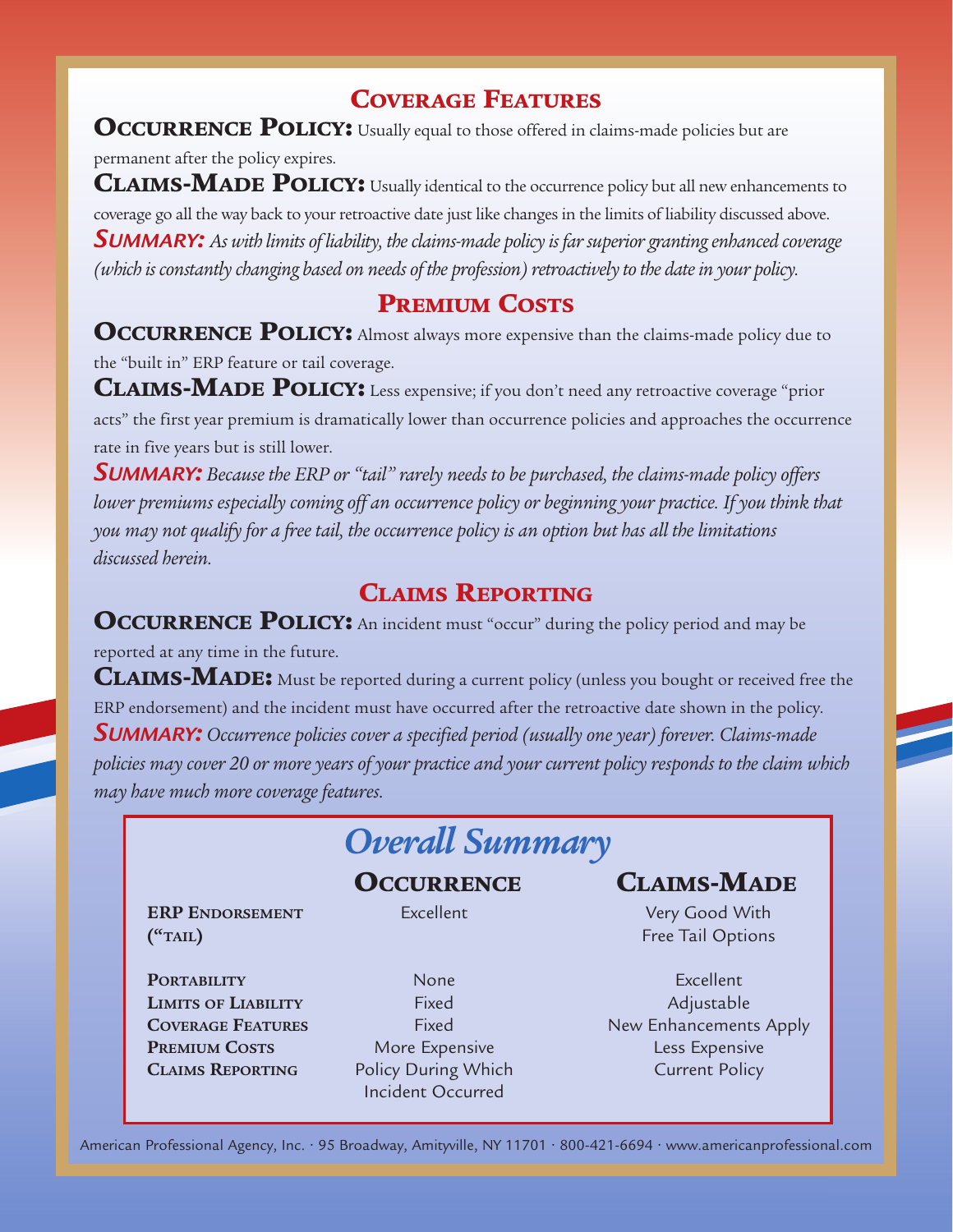## Coverage Features

**Occurrence Policy:** Usually equal to those offered in claims-made policies but are permanent after the policy expires.

**Claims-Made Policy:** Usually identical to the occurrence policy but all new enhancements to coverage go all the way back to your retroactive date just like changes in the limits of liability discussed above.

***Summary:*** *As with limits of liability, the claims-made policy is far superior granting enhanced coverage (which is constantly changing based on needs of the profession) retroactively to the date in your policy.*

## Premium Costs

**Occurrence Policy:** Almost always more expensive than the claims-made policy due to the "built in" ERP feature or tail coverage.

**Claims-Made Policy:** Less expensive; if you don't need any retroactive coverage "prior acts" the first year premium is dramatically lower than occurrence policies and approaches the occurrence rate in five years but is still lower.

***Summary:*** *Because the ERP or "tail" rarely needs to be purchased, the claims-made policy offers lower premiums especially coming off an occurrence policy or beginning your practice. If you think that you may not qualify for a free tail, the occurrence policy is an option but has all the limitations discussed herein.*

## Claims Reporting

**Occurrence Policy:** An incident must "occur" during the policy period and may be reported at any time in the future.

**Claims-Made:** Must be reported during a current policy (unless you bought or received free the ERP endorsement) and the incident must have occurred after the retroactive date shown in the policy.

***Summary:*** *Occurrence policies cover a specified period (usually one year) forever. Claims-made policies may cover 20 or more years of your practice and your current policy responds to the claim which may have much more coverage features.*

## *Overall Summary*

| | Occurrence | Claims-Made |
|---|---|---|
| ERP Endorsement ("tail) | Excellent | Very Good With Free Tail Options |
| Portability | None | Excellent |
| Limits of Liability | Fixed | Adjustable |
| Coverage Features | Fixed | New Enhancements Apply |
| Premium Costs | More Expensive | Less Expensive |
| Claims Reporting | Policy During Which Incident Occurred | Current Policy |

American Professional Agency, Inc. · 95 Broadway, Amityville, NY 11701 · 800-421-6694 · www.americanprofessional.com